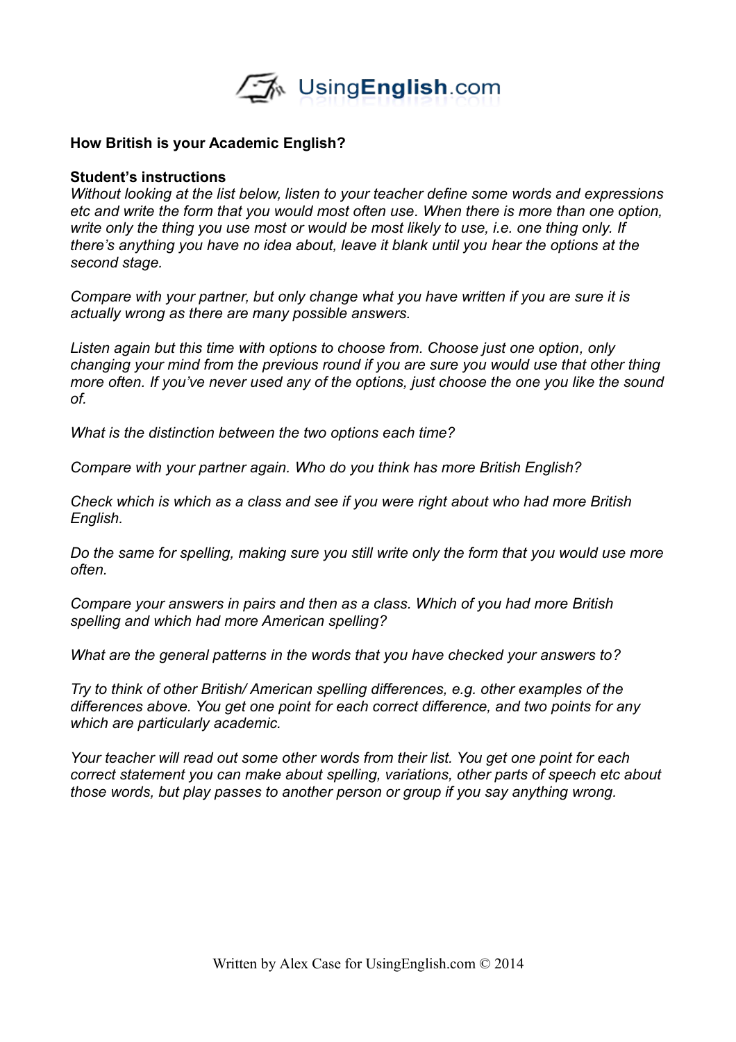UsingEnglish.com

**How British is your Academic English?**

**Student's instructions**

*Without looking at the list below, listen to your teacher define some words and expressions etc and write the form that you would most often use. When there is more than one option, write only the thing you use most or would be most likely to use, i.e. one thing only. If there's anything you have no idea about, leave it blank until you hear the options at the second stage.*

*Compare with your partner, but only change what you have written if you are sure it is actually wrong as there are many possible answers.*

*Listen again but this time with options to choose from. Choose just one option, only changing your mind from the previous round if you are sure you would use that other thing more often. If you've never used any of the options, just choose the one you like the sound of.*

*What is the distinction between the two options each time?*

*Compare with your partner again. Who do you think has more British English?*

*Check which is which as a class and see if you were right about who had more British English.*

*Do the same for spelling, making sure you still write only the form that you would use more often.*

*Compare your answers in pairs and then as a class. Which of you had more British spelling and which had more American spelling?*

*What are the general patterns in the words that you have checked your answers to?*

*Try to think of other British/ American spelling differences, e.g. other examples of the differences above. You get one point for each correct difference, and two points for any which are particularly academic.*

*Your teacher will read out some other words from their list. You get one point for each correct statement you can make about spelling, variations, other parts of speech etc about those words, but play passes to another person or group if you say anything wrong.*

Written by Alex Case for UsingEnglish.com © 2014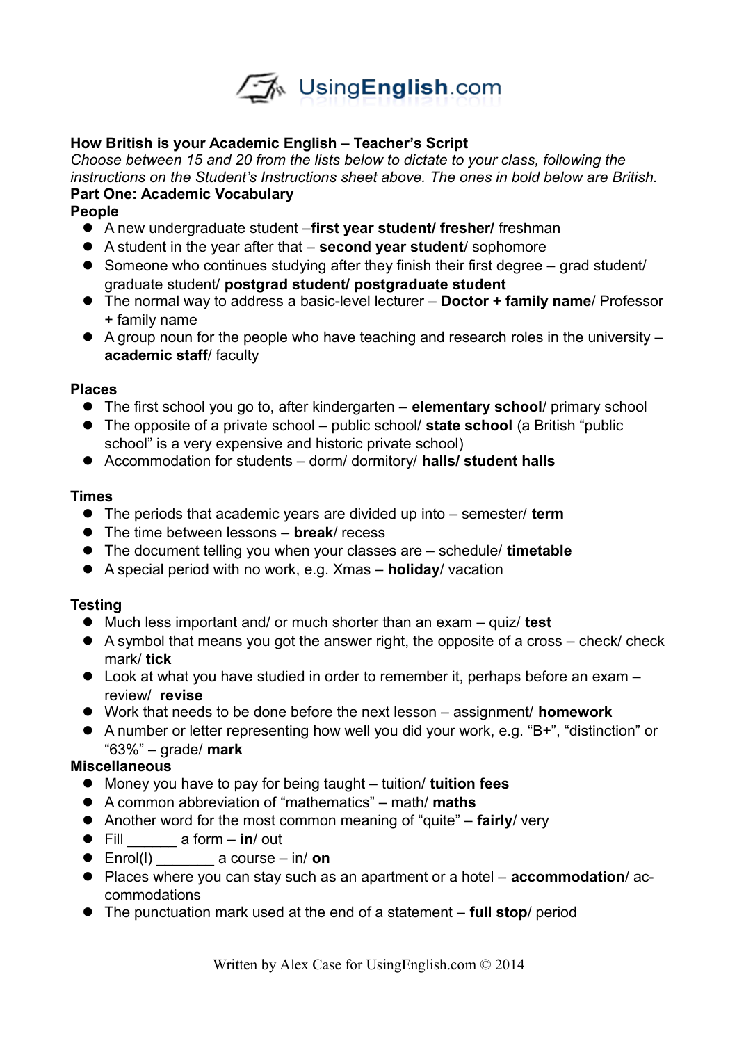UsingEnglish.com

**How British is your Academic English – Teacher's Script**
*Choose between 15 and 20 from the lists below to dictate to your class, following the instructions on the Student's Instructions sheet above. The ones in bold below are British.*

**Part One: Academic Vocabulary**

**People**

- A new undergraduate student –**first year student/ fresher/** freshman
- A student in the year after that – **second year student**/ sophomore
- Someone who continues studying after they finish their first degree – grad student/ graduate student/ **postgrad student/ postgraduate student**
- The normal way to address a basic-level lecturer – **Doctor + family name**/ Professor + family name
- A group noun for the people who have teaching and research roles in the university – **academic staff**/ faculty

**Places**

- The first school you go to, after kindergarten – **elementary school**/ primary school
- The opposite of a private school – public school/ **state school** (a British "public school" is a very expensive and historic private school)
- Accommodation for students – dorm/ dormitory/ **halls/ student halls**

**Times**

- The periods that academic years are divided up into – semester/ **term**
- The time between lessons – **break**/ recess
- The document telling you when your classes are – schedule/ **timetable**
- A special period with no work, e.g. Xmas – **holiday**/ vacation

**Testing**

- Much less important and/ or much shorter than an exam – quiz/ **test**
- A symbol that means you got the answer right, the opposite of a cross – check/ check mark/ **tick**
- Look at what you have studied in order to remember it, perhaps before an exam – review/ **revise**
- Work that needs to be done before the next lesson – assignment/ **homework**
- A number or letter representing how well you did your work, e.g. "B+", "distinction" or "63%" – grade/ **mark**

**Miscellaneous**

- Money you have to pay for being taught – tuition/ **tuition fees**
- A common abbreviation of "mathematics" – math/ **maths**
- Another word for the most common meaning of "quite" – **fairly**/ very
- Fill ______ a form – **in**/ out
- Enrol(l) _______ a course – in/ **on**
- Places where you can stay such as an apartment or a hotel – **accommodation**/ accommodations
- The punctuation mark used at the end of a statement – **full stop**/ period

Written by Alex Case for UsingEnglish.com © 2014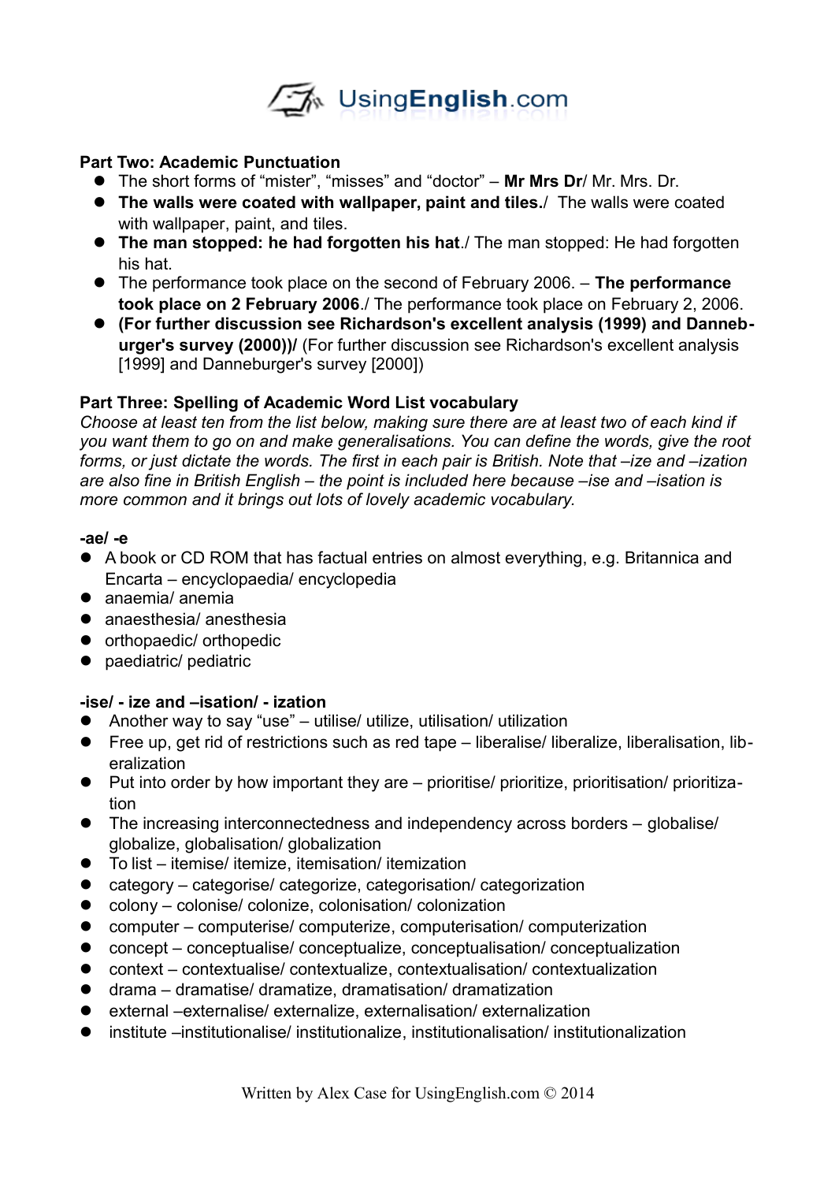**Part Two: Academic Punctuation**

- The short forms of "mister", "misses" and "doctor" – **Mr Mrs Dr**/ Mr. Mrs. Dr.
- **The walls were coated with wallpaper, paint and tiles.**/ The walls were coated with wallpaper, paint, and tiles.
- **The man stopped: he had forgotten his hat**./ The man stopped: He had forgotten his hat.
- The performance took place on the second of February 2006. – **The performance took place on 2 February 2006**./ The performance took place on February 2, 2006.
- **(For further discussion see Richardson's excellent analysis (1999) and Danneburger's survey (2000))/** (For further discussion see Richardson's excellent analysis [1999] and Danneburger's survey [2000])

**Part Three: Spelling of Academic Word List vocabulary**

*Choose at least ten from the list below, making sure there are at least two of each kind if you want them to go on and make generalisations. You can define the words, give the root forms, or just dictate the words. The first in each pair is British. Note that –ize and –ization are also fine in British English – the point is included here because –ise and –isation is more common and it brings out lots of lovely academic vocabulary.*

**-ae/ -e**

- A book or CD ROM that has factual entries on almost everything, e.g. Britannica and Encarta – encyclopaedia/ encyclopedia
- anaemia/ anemia
- anaesthesia/ anesthesia
- orthopaedic/ orthopedic
- paediatric/ pediatric

**-ise/ - ize and –isation/ - ization**

- Another way to say "use" – utilise/ utilize, utilisation/ utilization
- Free up, get rid of restrictions such as red tape – liberalise/ liberalize, liberalisation, liberalization
- Put into order by how important they are – prioritise/ prioritize, prioritisation/ prioritization
- The increasing interconnectedness and independency across borders – globalise/ globalize, globalisation/ globalization
- To list – itemise/ itemize, itemisation/ itemization
- category – categorise/ categorize, categorisation/ categorization
- colony – colonise/ colonize, colonisation/ colonization
- computer – computerise/ computerize, computerisation/ computerization
- concept – conceptualise/ conceptualize, conceptualisation/ conceptualization
- context – contextualise/ contextualize, contextualisation/ contextualization
- drama – dramatise/ dramatize, dramatisation/ dramatization
- external –externalise/ externalize, externalisation/ externalization
- institute –institutionalise/ institutionalize, institutionalisation/ institutionalization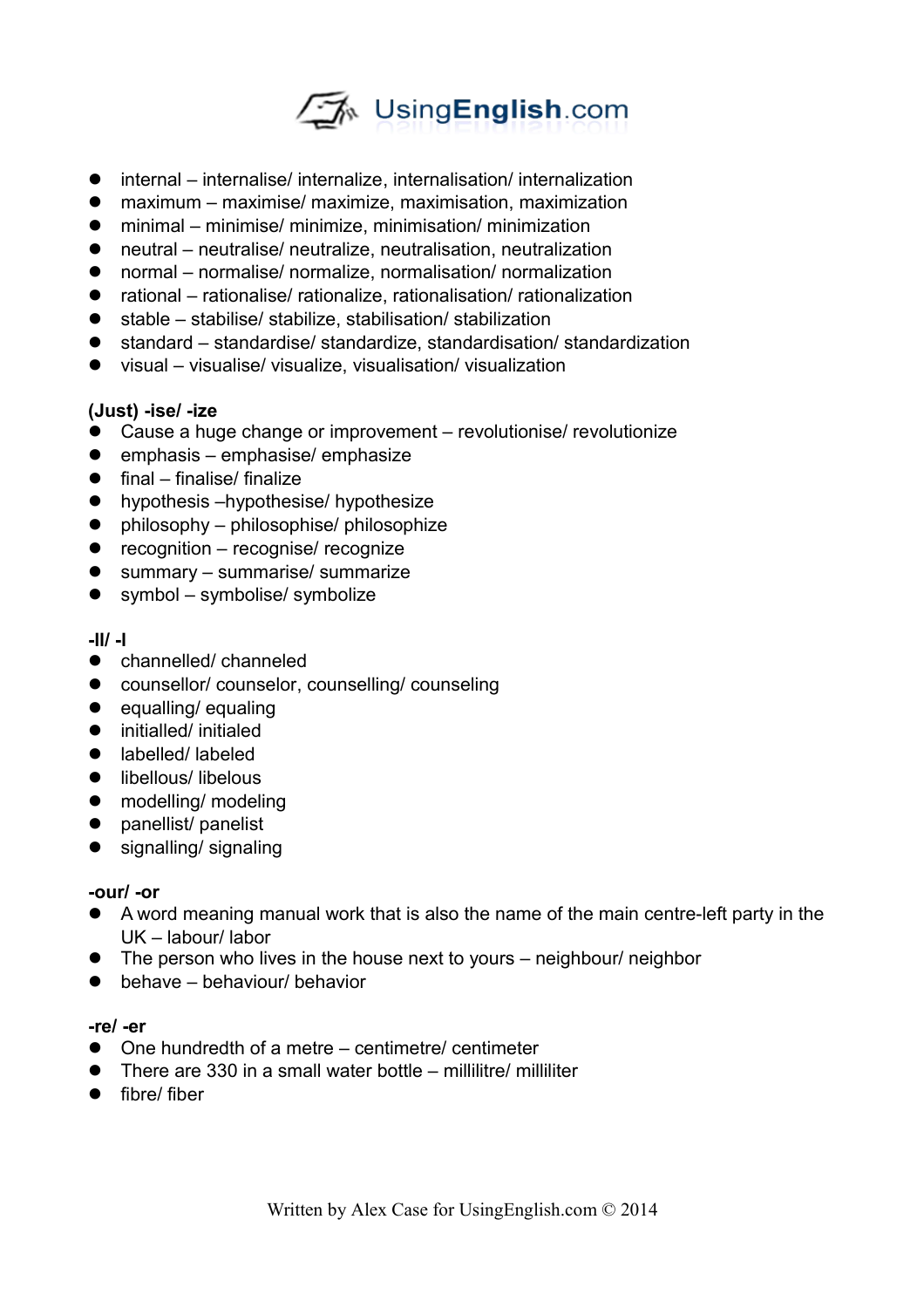- internal – internalise/ internalize, internalisation/ internalization
- maximum – maximise/ maximize, maximisation, maximization
- minimal – minimise/ minimize, minimisation/ minimization
- neutral – neutralise/ neutralize, neutralisation, neutralization
- normal – normalise/ normalize, normalisation/ normalization
- rational – rationalise/ rationalize, rationalisation/ rationalization
- stable – stabilise/ stabilize, stabilisation/ stabilization
- standard – standardise/ standardize, standardisation/ standardization
- visual – visualise/ visualize, visualisation/ visualization

**(Just) -ise/ -ize**

- Cause a huge change or improvement – revolutionise/ revolutionize
- emphasis – emphasise/ emphasize
- final – finalise/ finalize
- hypothesis –hypothesise/ hypothesize
- philosophy – philosophise/ philosophize
- recognition – recognise/ recognize
- summary – summarise/ summarize
- symbol – symbolise/ symbolize

**-ll/ -l**

- channelled/ channeled
- counsellor/ counselor, counselling/ counseling
- equalling/ equaling
- initialled/ initialed
- labelled/ labeled
- libellous/ libelous
- modelling/ modeling
- panellist/ panelist
- signalling/ signaling

**-our/ -or**

- A word meaning manual work that is also the name of the main centre-left party in the UK – labour/ labor
- The person who lives in the house next to yours – neighbour/ neighbor
- behave – behaviour/ behavior

**-re/ -er**

- One hundredth of a metre – centimetre/ centimeter
- There are 330 in a small water bottle – millilitre/ milliliter
- fibre/ fiber